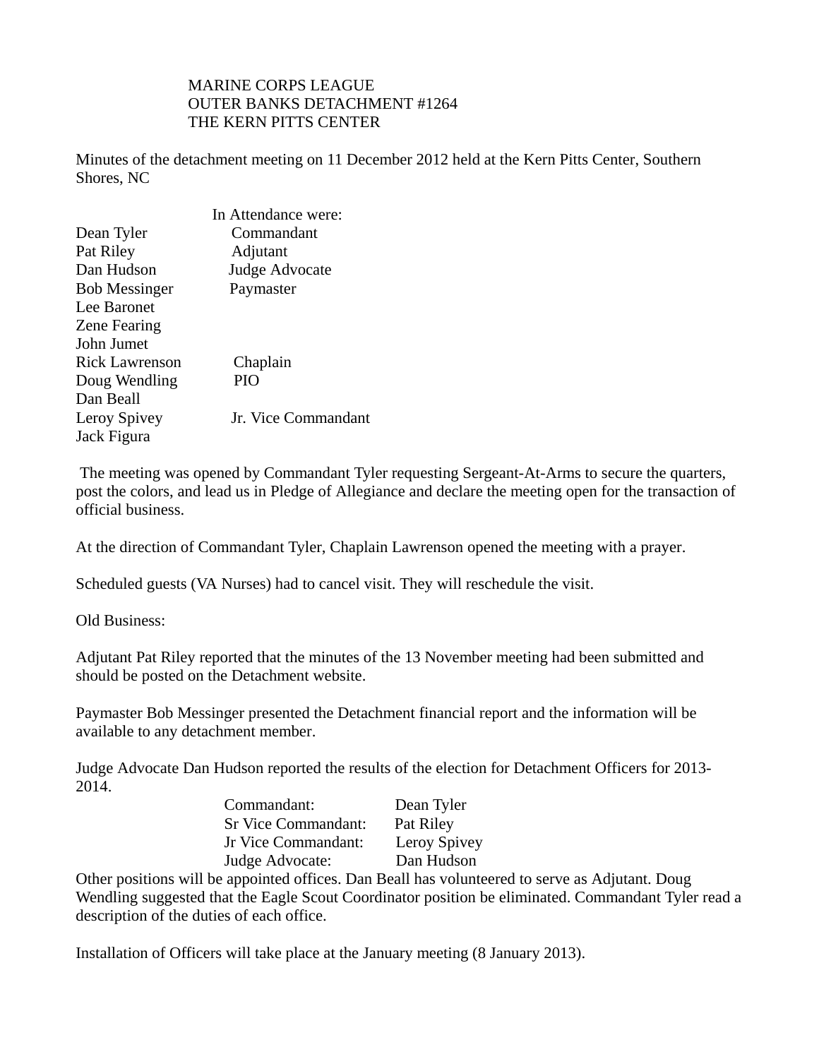MARINE CORPS LEAGUE
OUTER BANKS DETACHMENT #1264
THE KERN PITTS CENTER

Minutes of the detachment meeting on 11 December 2012 held at the Kern Pitts Center, Southern Shores, NC

In Attendance were:

| | |
|---|---|
| Dean Tyler | Commandant |
| Pat Riley | Adjutant |
| Dan Hudson | Judge Advocate |
| Bob Messinger | Paymaster |
| Lee Baronet | |
| Zene Fearing | |
| John Jumet | |
| Rick Lawrenson | Chaplain |
| Doug Wendling | PIO |
| Dan Beall | |
| Leroy Spivey | Jr. Vice Commandant |
| Jack Figura | |

The meeting was opened by Commandant Tyler requesting Sergeant-At-Arms to secure the quarters, post the colors, and lead us in Pledge of Allegiance and declare the meeting open for the transaction of official business.

At the direction of Commandant Tyler, Chaplain Lawrenson opened the meeting with a prayer.

Scheduled guests (VA Nurses) had to cancel visit. They will reschedule the visit.

Old Business:

Adjutant Pat Riley reported that the minutes of the 13 November meeting had been submitted and should be posted on the Detachment website.

Paymaster Bob Messinger presented the Detachment financial report and the information will be available to any detachment member.

Judge Advocate Dan Hudson reported the results of the election for Detachment Officers for 2013-2014.

| | |
|---|---|
| Commandant: | Dean Tyler |
| Sr Vice Commandant: | Pat Riley |
| Jr Vice Commandant: | Leroy Spivey |
| Judge Advocate: | Dan Hudson |

Other positions will be appointed offices. Dan Beall has volunteered to serve as Adjutant. Doug Wendling suggested that the Eagle Scout Coordinator position be eliminated. Commandant Tyler read a description of the duties of each office.

Installation of Officers will take place at the January meeting (8 January 2013).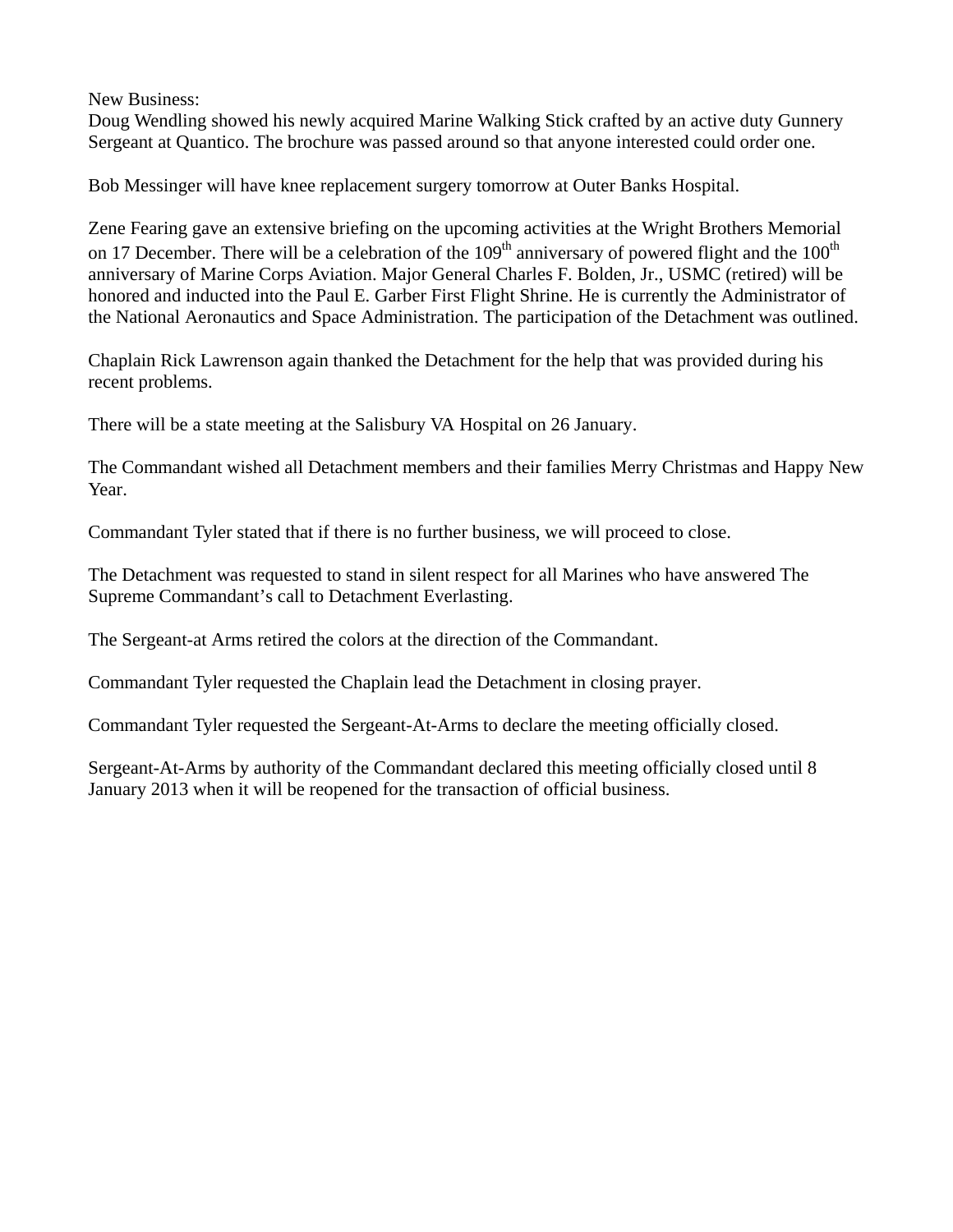New Business:
Doug Wendling showed his newly acquired Marine Walking Stick crafted by an active duty Gunnery Sergeant at Quantico. The brochure was passed around so that anyone interested could order one.

Bob Messinger will have knee replacement surgery tomorrow at Outer Banks Hospital.

Zene Fearing gave an extensive briefing on the upcoming activities at the Wright Brothers Memorial on 17 December. There will be a celebration of the 109th anniversary of powered flight and the 100th anniversary of Marine Corps Aviation. Major General Charles F. Bolden, Jr., USMC (retired) will be honored and inducted into the Paul E. Garber First Flight Shrine. He is currently the Administrator of the National Aeronautics and Space Administration. The participation of the Detachment was outlined.

Chaplain Rick Lawrenson again thanked the Detachment for the help that was provided during his recent problems.

There will be a state meeting at the Salisbury VA Hospital on 26 January.

The Commandant wished all Detachment members and their families Merry Christmas and Happy New Year.

Commandant Tyler stated that if there is no further business, we will proceed to close.

The Detachment was requested to stand in silent respect for all Marines who have answered The Supreme Commandant's call to Detachment Everlasting.

The Sergeant-at Arms retired the colors at the direction of the Commandant.

Commandant Tyler requested the Chaplain lead the Detachment in closing prayer.

Commandant Tyler requested the Sergeant-At-Arms to declare the meeting officially closed.

Sergeant-At-Arms by authority of the Commandant declared this meeting officially closed until 8 January 2013 when it will be reopened for the transaction of official business.